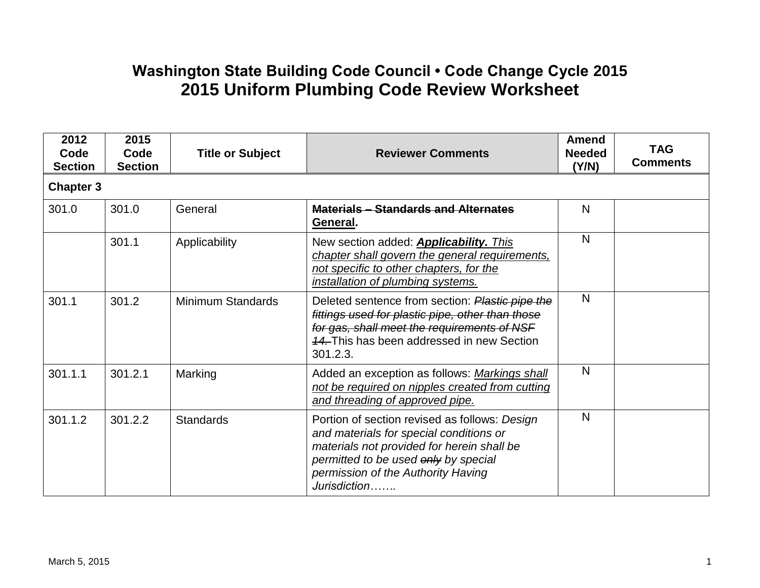# Washington State Building Code Council • Code Change Cycle 2015
## 2015 Uniform Plumbing Code Review Worksheet

| 2012 Code Section | 2015 Code Section | Title or Subject | Reviewer Comments | Amend Needed (Y/N) | TAG Comments |
|---|---|---|---|---|---|
| **Chapter 3** | | | | | |
| 301.0 | 301.0 | General | ~~**Materials – Standards and Alternates**~~ **<u>General</u>**. | N | |
| | 301.1 | Applicability | New section added: ***<u>Applicability.</u>*** *<u>This chapter shall govern the general requirements, not specific to other chapters, for the installation of plumbing systems.</u>* | N | |
| 301.1 | 301.2 | Minimum Standards | Deleted sentence from section: *~~Plastic pipe the fittings used for plastic pipe, other than those for gas, shall meet the requirements of NSF 14.~~* This has been addressed in new Section 301.2.3. | N | |
| 301.1.1 | 301.2.1 | Marking | Added an exception as follows: *<u>Markings shall not be required on nipples created from cutting and threading of approved pipe.</u>* | N | |
| 301.1.2 | 301.2.2 | Standards | Portion of section revised as follows: *Design and materials for special conditions or materials not provided for herein shall be permitted to be used ~~only~~ by special permission of the Authority Having Jurisdiction…….* | N | |

March 5, 2015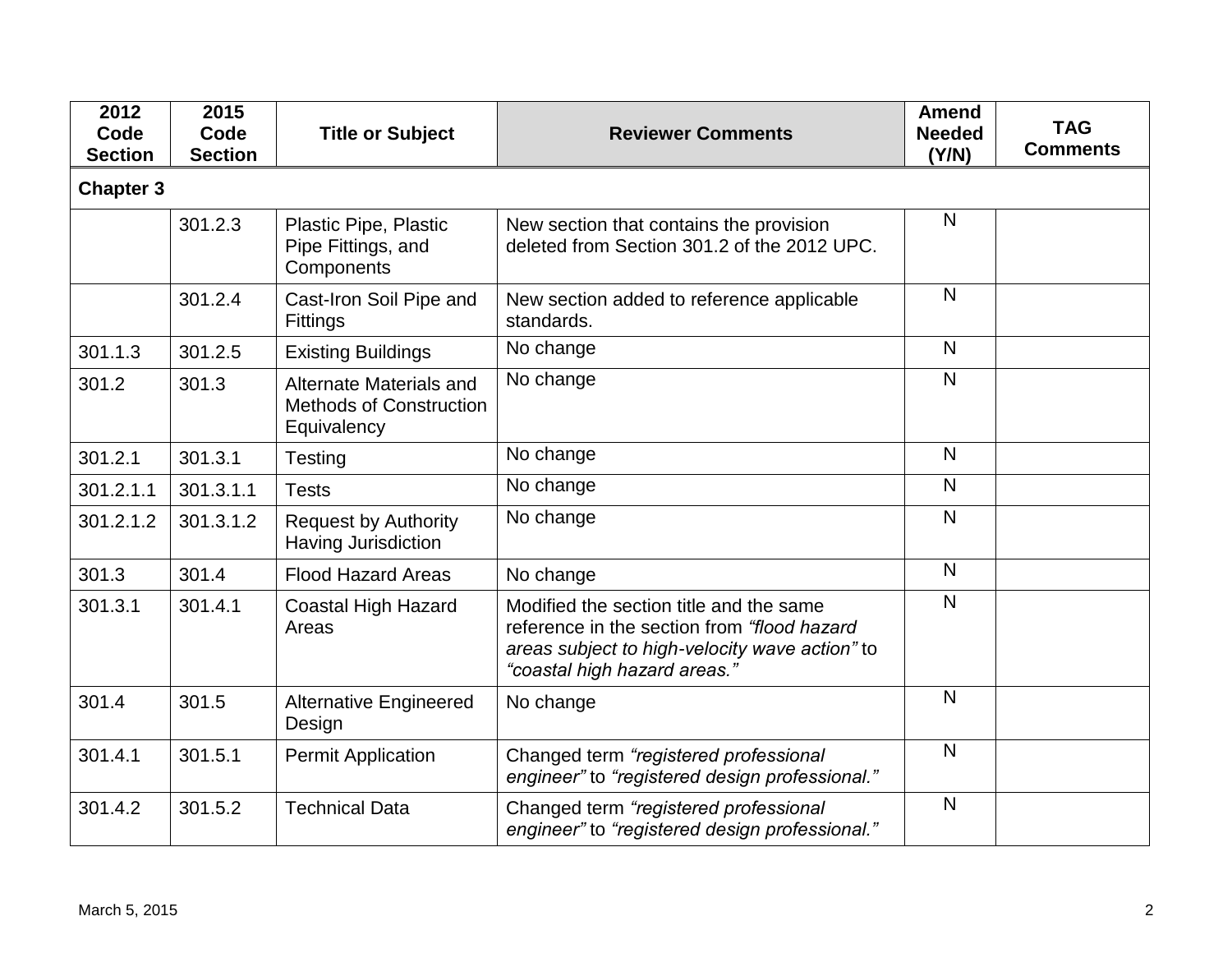| 2012 Code Section | 2015 Code Section | Title or Subject | Reviewer Comments | Amend Needed (Y/N) | TAG Comments |
|---|---|---|---|---|---|
| **Chapter 3** | | | | | |
| | 301.2.3 | Plastic Pipe, Plastic Pipe Fittings, and Components | New section that contains the provision deleted from Section 301.2 of the 2012 UPC. | N | |
| | 301.2.4 | Cast-Iron Soil Pipe and Fittings | New section added to reference applicable standards. | N | |
| 301.1.3 | 301.2.5 | Existing Buildings | No change | N | |
| 301.2 | 301.3 | Alternate Materials and Methods of Construction Equivalency | No change | N | |
| 301.2.1 | 301.3.1 | Testing | No change | N | |
| 301.2.1.1 | 301.3.1.1 | Tests | No change | N | |
| 301.2.1.2 | 301.3.1.2 | Request by Authority Having Jurisdiction | No change | N | |
| 301.3 | 301.4 | Flood Hazard Areas | No change | N | |
| 301.3.1 | 301.4.1 | Coastal High Hazard Areas | Modified the section title and the same reference in the section from *"flood hazard areas subject to high-velocity wave action"* to *"coastal high hazard areas."* | N | |
| 301.4 | 301.5 | Alternative Engineered Design | No change | N | |
| 301.4.1 | 301.5.1 | Permit Application | Changed term *"registered professional engineer"* to *"registered design professional."* | N | |
| 301.4.2 | 301.5.2 | Technical Data | Changed term *"registered professional engineer"* to *"registered design professional."* | N | |

March 5, 2015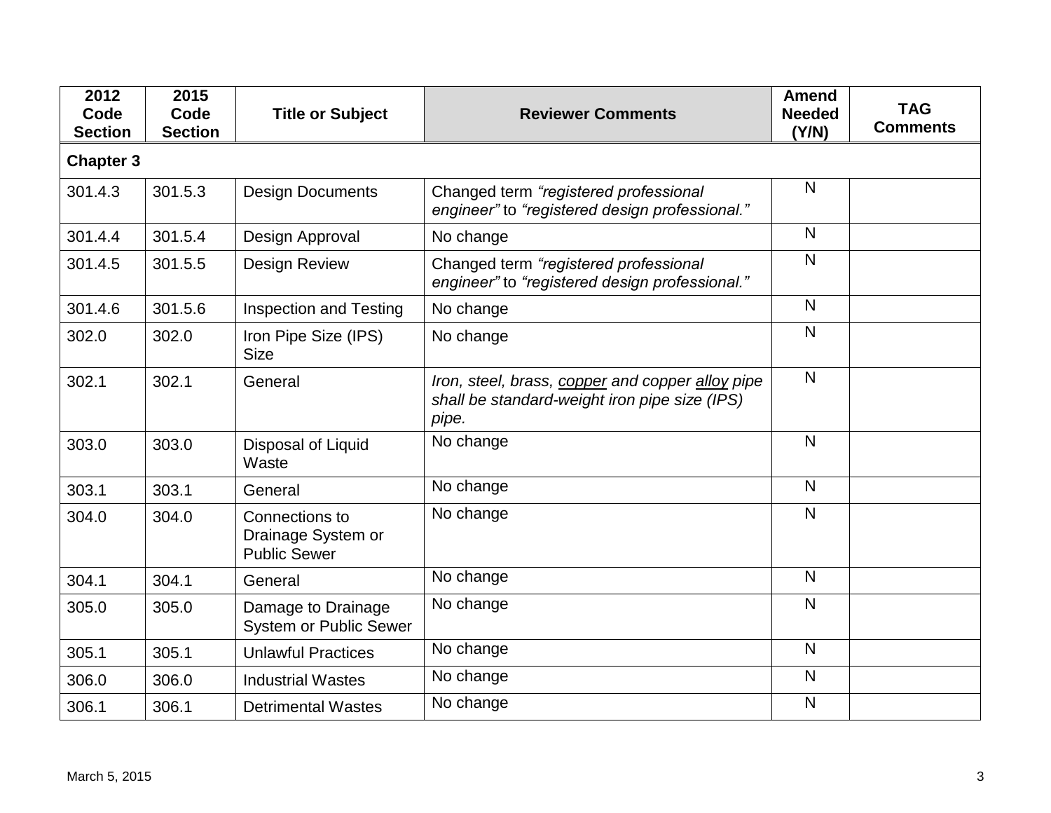| 2012 Code Section | 2015 Code Section | Title or Subject | Reviewer Comments | Amend Needed (Y/N) | TAG Comments |
|---|---|---|---|---|---|
| **Chapter 3** | | | | | |
| 301.4.3 | 301.5.3 | Design Documents | Changed term *"registered professional engineer"* to *"registered design professional."* | N | |
| 301.4.4 | 301.5.4 | Design Approval | No change | N | |
| 301.4.5 | 301.5.5 | Design Review | Changed term *"registered professional engineer"* to *"registered design professional."* | N | |
| 301.4.6 | 301.5.6 | Inspection and Testing | No change | N | |
| 302.0 | 302.0 | Iron Pipe Size (IPS) Size | No change | N | |
| 302.1 | 302.1 | General | *Iron, steel, brass, <u>copper</u> and copper <u>alloy</u> pipe shall be standard-weight iron pipe size (IPS) pipe.* | N | |
| 303.0 | 303.0 | Disposal of Liquid Waste | No change | N | |
| 303.1 | 303.1 | General | No change | N | |
| 304.0 | 304.0 | Connections to Drainage System or Public Sewer | No change | N | |
| 304.1 | 304.1 | General | No change | N | |
| 305.0 | 305.0 | Damage to Drainage System or Public Sewer | No change | N | |
| 305.1 | 305.1 | Unlawful Practices | No change | N | |
| 306.0 | 306.0 | Industrial Wastes | No change | N | |
| 306.1 | 306.1 | Detrimental Wastes | No change | N | |

March 5, 2015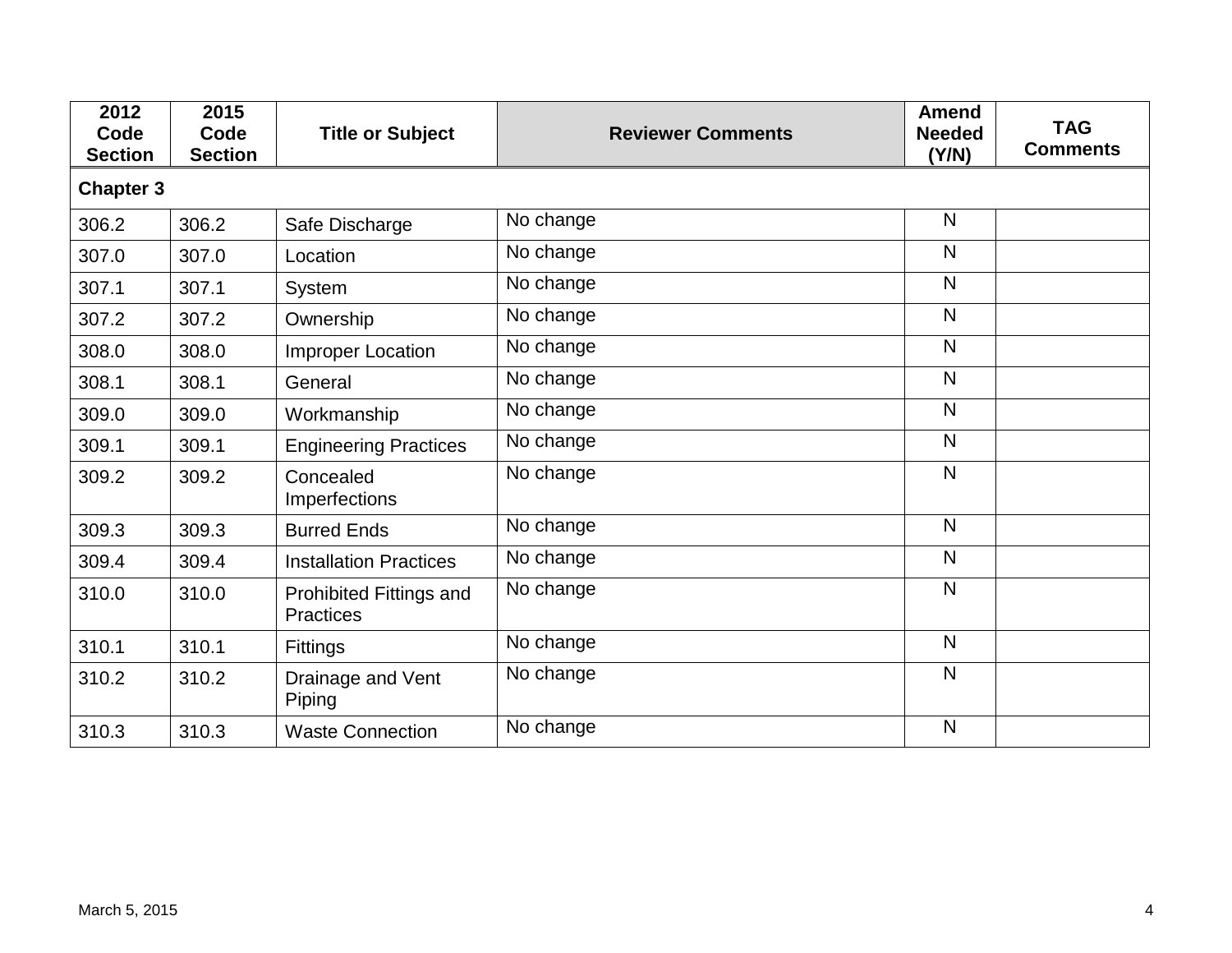| 2012 Code Section | 2015 Code Section | Title or Subject | Reviewer Comments | Amend Needed (Y/N) | TAG Comments |
|---|---|---|---|---|---|
| **Chapter 3** | | | | | |
| 306.2 | 306.2 | Safe Discharge | No change | N | |
| 307.0 | 307.0 | Location | No change | N | |
| 307.1 | 307.1 | System | No change | N | |
| 307.2 | 307.2 | Ownership | No change | N | |
| 308.0 | 308.0 | Improper Location | No change | N | |
| 308.1 | 308.1 | General | No change | N | |
| 309.0 | 309.0 | Workmanship | No change | N | |
| 309.1 | 309.1 | Engineering Practices | No change | N | |
| 309.2 | 309.2 | Concealed Imperfections | No change | N | |
| 309.3 | 309.3 | Burred Ends | No change | N | |
| 309.4 | 309.4 | Installation Practices | No change | N | |
| 310.0 | 310.0 | Prohibited Fittings and Practices | No change | N | |
| 310.1 | 310.1 | Fittings | No change | N | |
| 310.2 | 310.2 | Drainage and Vent Piping | No change | N | |
| 310.3 | 310.3 | Waste Connection | No change | N | |

March 5, 2015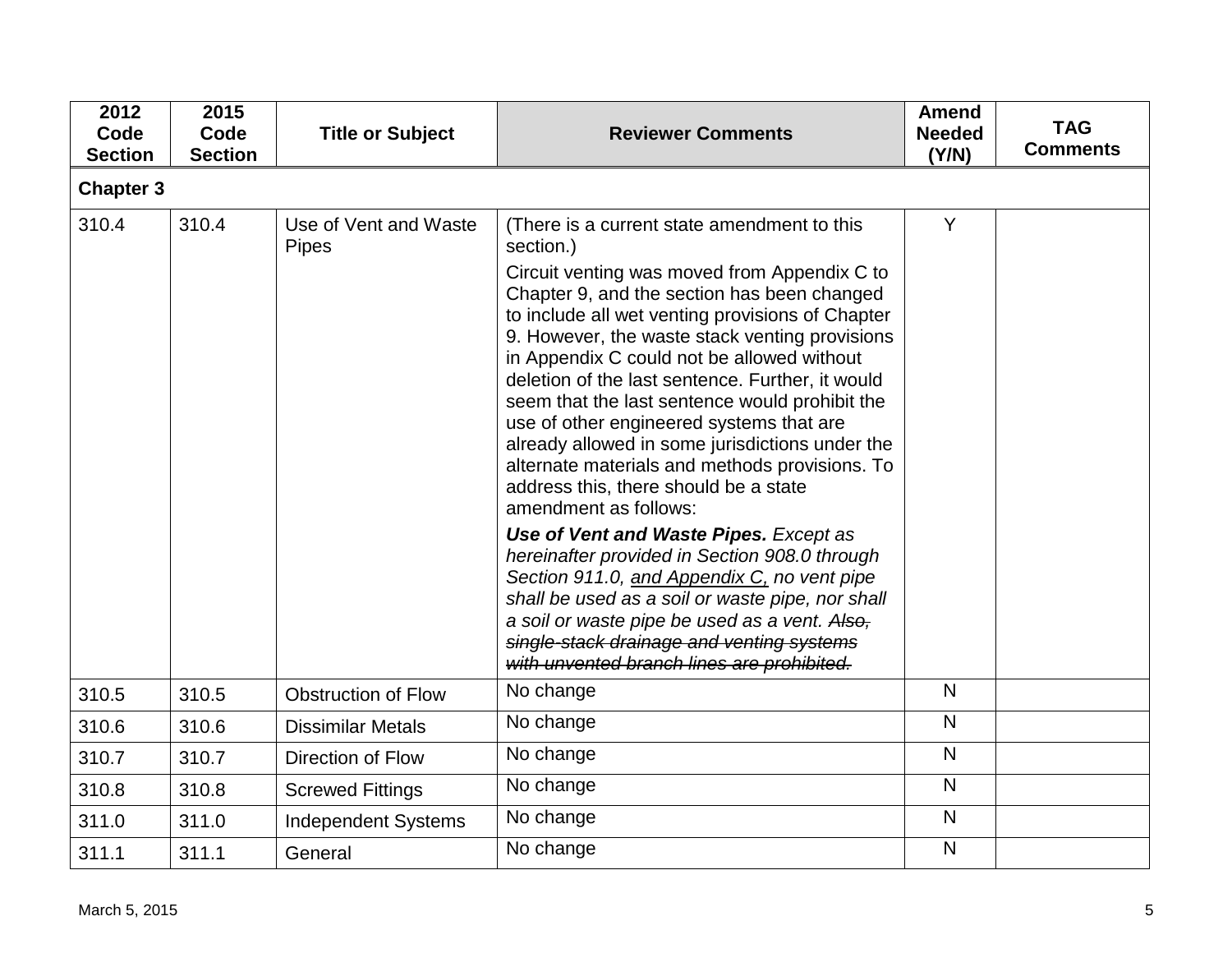| 2012 Code Section | 2015 Code Section | Title or Subject | Reviewer Comments | Amend Needed (Y/N) | TAG Comments |
|---|---|---|---|---|---|
| **Chapter 3** | | | | | |
| 310.4 | 310.4 | Use of Vent and Waste Pipes | (There is a current state amendment to this section.)<br><br>Circuit venting was moved from Appendix C to Chapter 9, and the section has been changed to include all wet venting provisions of Chapter 9. However, the waste stack venting provisions in Appendix C could not be allowed without deletion of the last sentence. Further, it would seem that the last sentence would prohibit the use of other engineered systems that are already allowed in some jurisdictions under the alternate materials and methods provisions. To address this, there should be a state amendment as follows:<br><br>***Use of Vent and Waste Pipes.*** *Except as hereinafter provided in Section 908.0 through Section 911.0, <u>and Appendix C,</u> no vent pipe shall be used as a soil or waste pipe, nor shall a soil or waste pipe be used as a vent. ~~Also, single-stack drainage and venting systems with unvented branch lines are prohibited.~~* | Y | |
| 310.5 | 310.5 | Obstruction of Flow | No change | N | |
| 310.6 | 310.6 | Dissimilar Metals | No change | N | |
| 310.7 | 310.7 | Direction of Flow | No change | N | |
| 310.8 | 310.8 | Screwed Fittings | No change | N | |
| 311.0 | 311.0 | Independent Systems | No change | N | |
| 311.1 | 311.1 | General | No change | N | |

March 5, 2015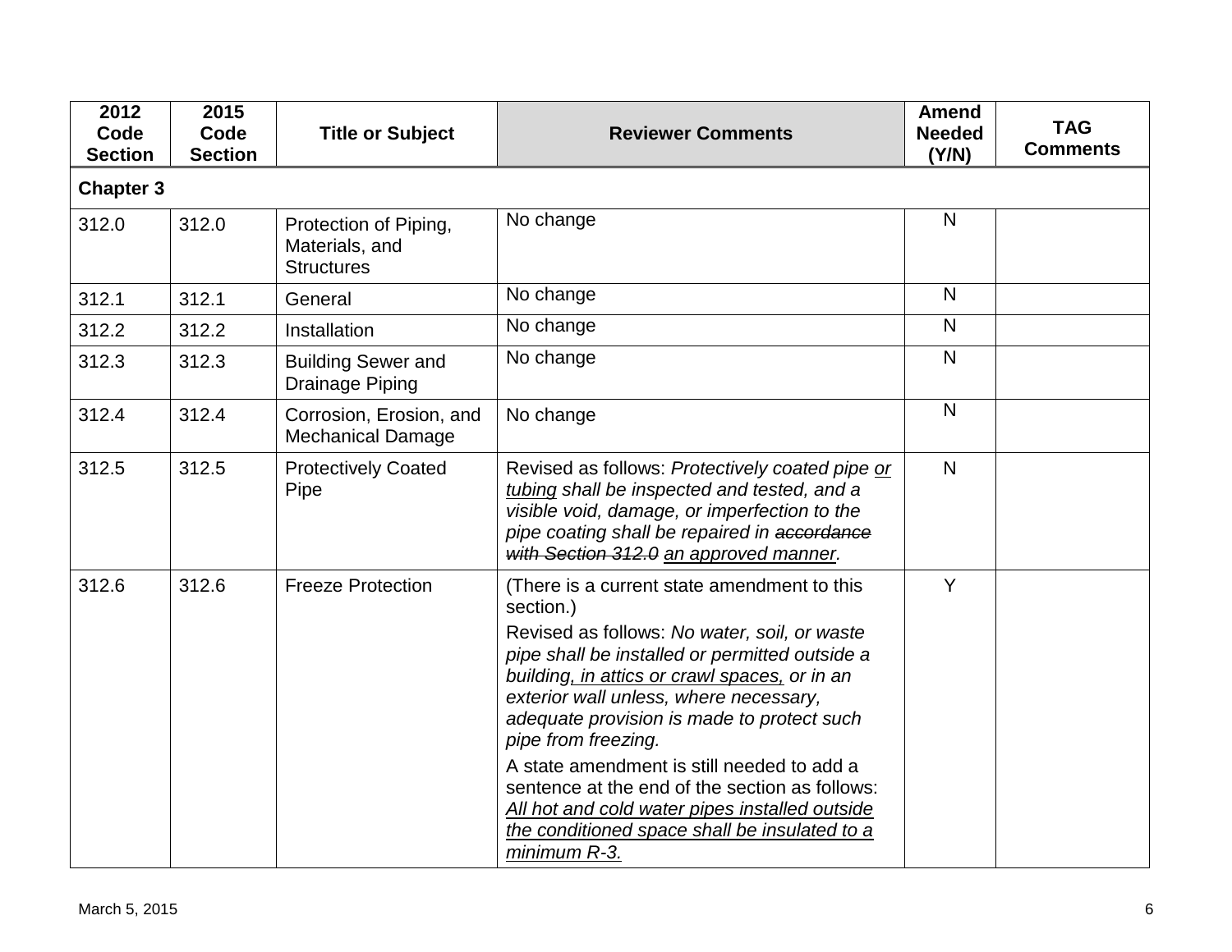| 2012 Code Section | 2015 Code Section | Title or Subject | Reviewer Comments | Amend Needed (Y/N) | TAG Comments |
|---|---|---|---|---|---|
| **Chapter 3** | | | | | |
| 312.0 | 312.0 | Protection of Piping, Materials, and Structures | No change | N | |
| 312.1 | 312.1 | General | No change | N | |
| 312.2 | 312.2 | Installation | No change | N | |
| 312.3 | 312.3 | Building Sewer and Drainage Piping | No change | N | |
| 312.4 | 312.4 | Corrosion, Erosion, and Mechanical Damage | No change | N | |
| 312.5 | 312.5 | Protectively Coated Pipe | Revised as follows: *Protectively coated pipe <u>or tubing</u> shall be inspected and tested, and a visible void, damage, or imperfection to the pipe coating shall be repaired in ~~accordance with Section 312.0~~ <u>an approved manner</u>.* | N | |
| 312.6 | 312.6 | Freeze Protection | (There is a current state amendment to this section.)<br><br>Revised as follows: *No water, soil, or waste pipe shall be installed or permitted outside a building<u>, in attics or crawl spaces,</u> or in an exterior wall unless, where necessary, adequate provision is made to protect such pipe from freezing.*<br><br>A state amendment is still needed to add a sentence at the end of the section as follows: *<u>All hot and cold water pipes installed outside the conditioned space shall be insulated to a minimum R-3.</u>* | Y | |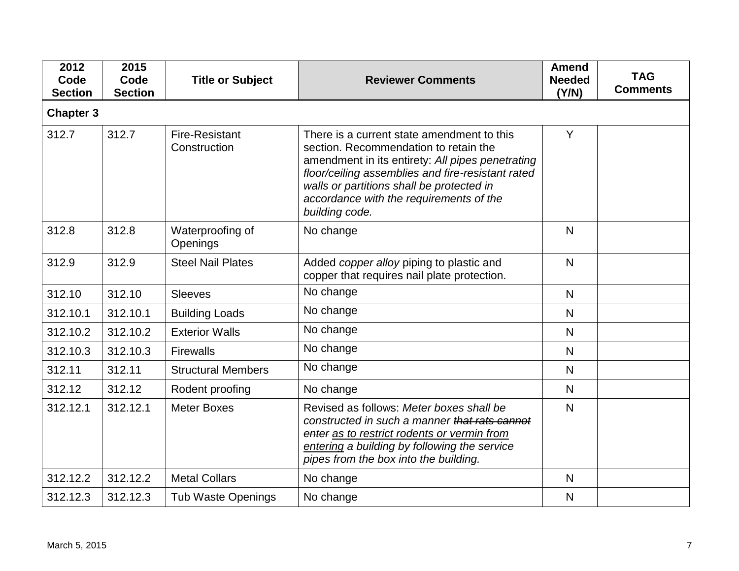| 2012 Code Section | 2015 Code Section | Title or Subject | Reviewer Comments | Amend Needed (Y/N) | TAG Comments |
|---|---|---|---|---|---|
| **Chapter 3** | | | | | |
| 312.7 | 312.7 | Fire-Resistant Construction | There is a current state amendment to this section. Recommendation to retain the amendment in its entirety: *All pipes penetrating floor/ceiling assemblies and fire-resistant rated walls or partitions shall be protected in accordance with the requirements of the building code.* | Y | |
| 312.8 | 312.8 | Waterproofing of Openings | No change | N | |
| 312.9 | 312.9 | Steel Nail Plates | Added *copper alloy* piping to plastic and copper that requires nail plate protection. | N | |
| 312.10 | 312.10 | Sleeves | No change | N | |
| 312.10.1 | 312.10.1 | Building Loads | No change | N | |
| 312.10.2 | 312.10.2 | Exterior Walls | No change | N | |
| 312.10.3 | 312.10.3 | Firewalls | No change | N | |
| 312.11 | 312.11 | Structural Members | No change | N | |
| 312.12 | 312.12 | Rodent proofing | No change | N | |
| 312.12.1 | 312.12.1 | Meter Boxes | Revised as follows: *Meter boxes shall be constructed in such a manner ~~that rats cannot enter~~ <u>as to restrict rodents or vermin from entering</u> a building by following the service pipes from the box into the building.* | N | |
| 312.12.2 | 312.12.2 | Metal Collars | No change | N | |
| 312.12.3 | 312.12.3 | Tub Waste Openings | No change | N | |

March 5, 2015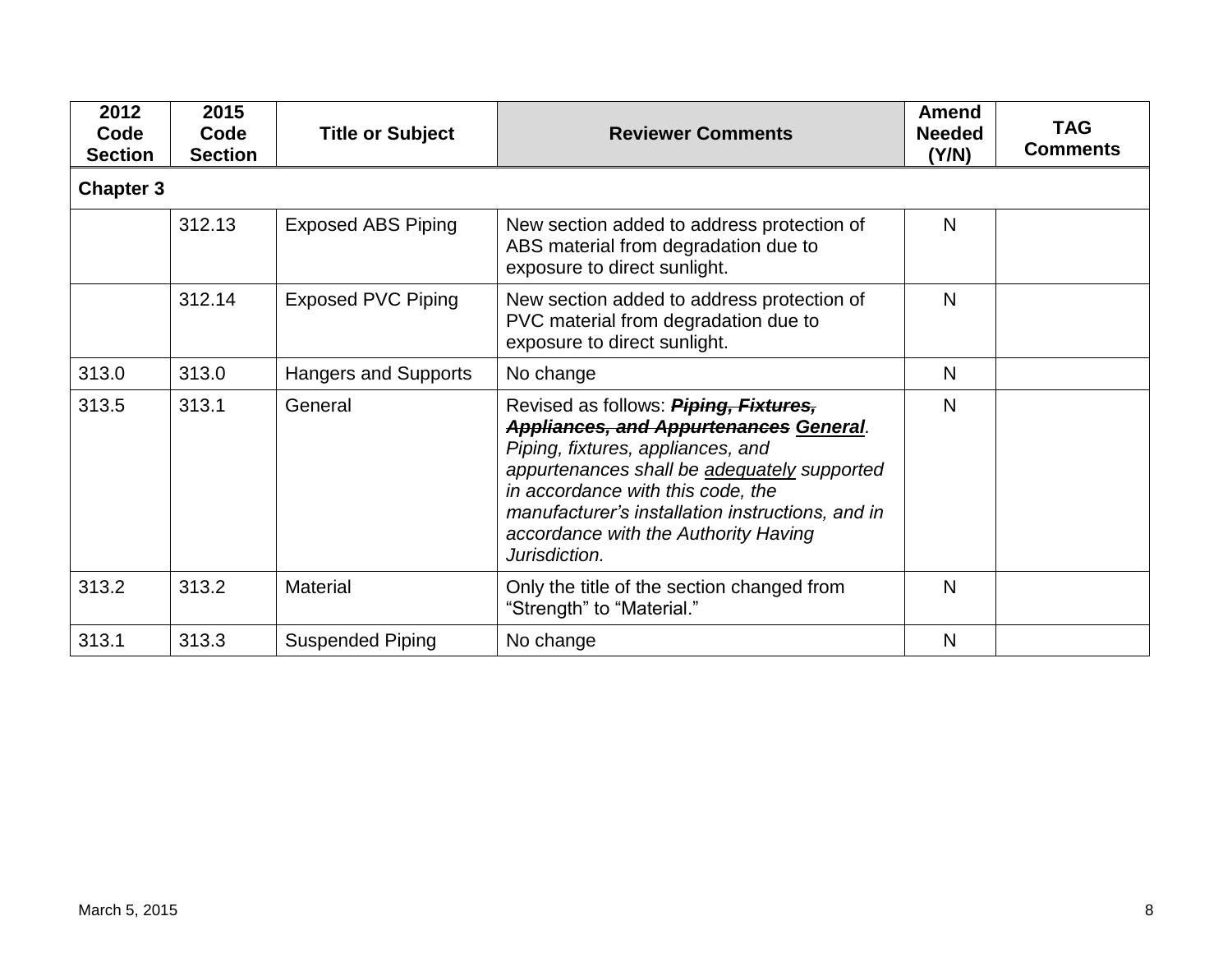| 2012 Code Section | 2015 Code Section | Title or Subject | Reviewer Comments | Amend Needed (Y/N) | TAG Comments |
|---|---|---|---|---|---|
| **Chapter 3** | | | | | |
| | 312.13 | Exposed ABS Piping | New section added to address protection of ABS material from degradation due to exposure to direct sunlight. | N | |
| | 312.14 | Exposed PVC Piping | New section added to address protection of PVC material from degradation due to exposure to direct sunlight. | N | |
| 313.0 | 313.0 | Hangers and Supports | No change | N | |
| 313.5 | 313.1 | General | Revised as follows: ~~***Piping, Fixtures, Appliances, and Appurtenances***~~ ***<u>General</u>***. *Piping, fixtures, appliances, and appurtenances shall be <u>adequately</u> supported in accordance with this code, the manufacturer's installation instructions, and in accordance with the Authority Having Jurisdiction.* | N | |
| 313.2 | 313.2 | Material | Only the title of the section changed from "Strength" to "Material." | N | |
| 313.1 | 313.3 | Suspended Piping | No change | N | |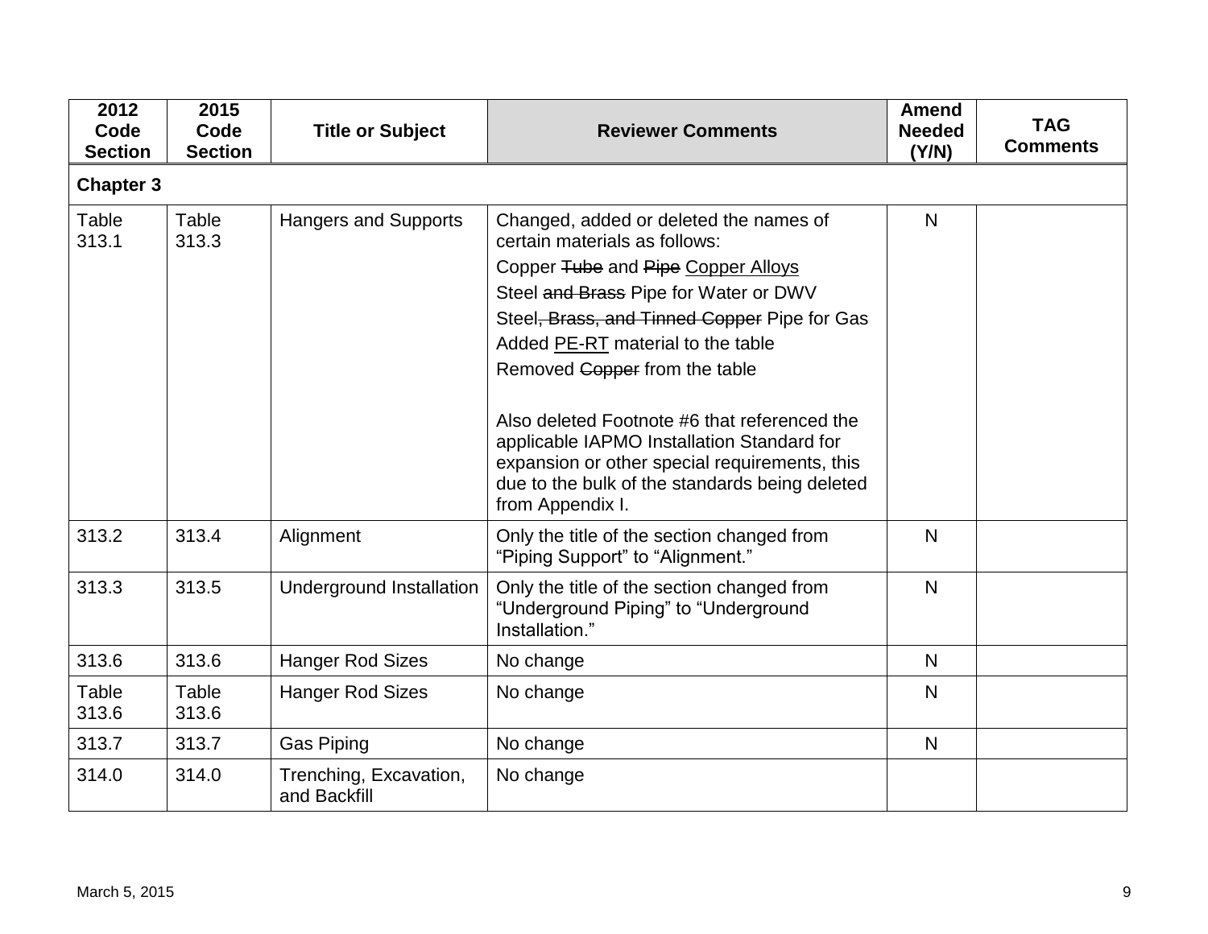| 2012 Code Section | 2015 Code Section | Title or Subject | Reviewer Comments | Amend Needed (Y/N) | TAG Comments |
|---|---|---|---|---|---|
| **Chapter 3** | | | | | |
| Table 313.1 | Table 313.3 | Hangers and Supports | Changed, added or deleted the names of certain materials as follows:<br>Copper ~~Tube~~ and ~~Pipe~~ <u>Copper Alloys</u><br>Steel ~~and Brass~~ Pipe for Water or DWV<br>Steel~~, Brass, and Tinned Copper~~ Pipe for Gas<br>Added <u>PE-RT</u> material to the table<br>Removed ~~Copper~~ from the table<br><br>Also deleted Footnote #6 that referenced the applicable IAPMO Installation Standard for expansion or other special requirements, this due to the bulk of the standards being deleted from Appendix I. | N | |
| 313.2 | 313.4 | Alignment | Only the title of the section changed from "Piping Support" to "Alignment." | N | |
| 313.3 | 313.5 | Underground Installation | Only the title of the section changed from "Underground Piping" to "Underground Installation." | N | |
| 313.6 | 313.6 | Hanger Rod Sizes | No change | N | |
| Table 313.6 | Table 313.6 | Hanger Rod Sizes | No change | N | |
| 313.7 | 313.7 | Gas Piping | No change | N | |
| 314.0 | 314.0 | Trenching, Excavation, and Backfill | No change | | |

March 5, 2015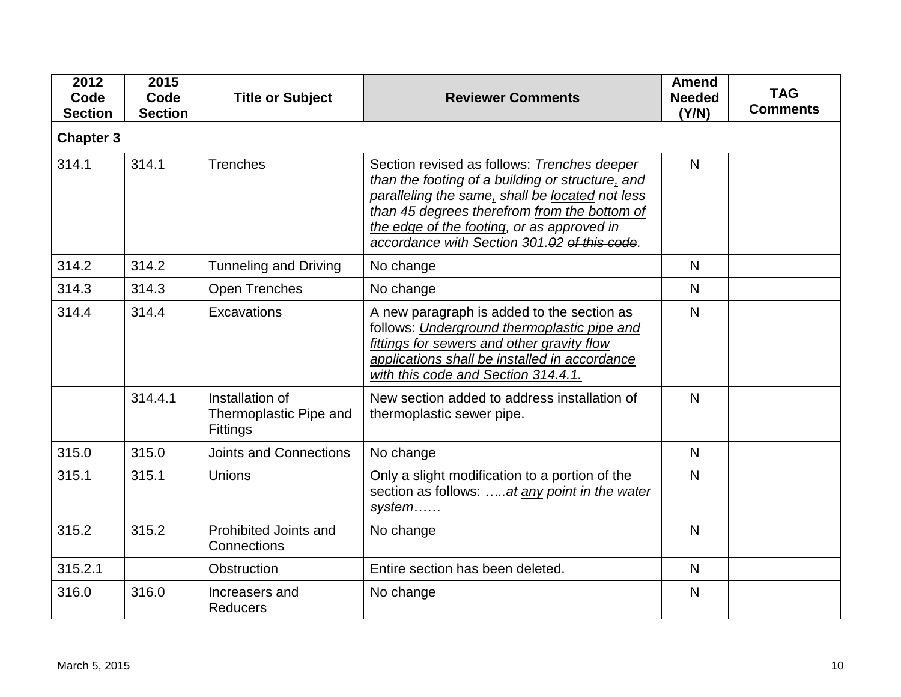| 2012 Code Section | 2015 Code Section | Title or Subject | Reviewer Comments | Amend Needed (Y/N) | TAG Comments |
|---|---|---|---|---|---|
| **Chapter 3** | | | | | |
| 314.1 | 314.1 | Trenches | Section revised as follows: *Trenches deeper than the footing of a building or structure, and paralleling the same, shall be located not less than 45 degrees ~~therefrom~~ from the bottom of the edge of the footing, or as approved in accordance with Section 301.~~02~~ ~~of this code~~.* | N | |
| 314.2 | 314.2 | Tunneling and Driving | No change | N | |
| 314.3 | 314.3 | Open Trenches | No change | N | |
| 314.4 | 314.4 | Excavations | A new paragraph is added to the section as follows: *Underground thermoplastic pipe and fittings for sewers and other gravity flow applications shall be installed in accordance with this code and Section 314.4.1.* | N | |
| | 314.4.1 | Installation of Thermoplastic Pipe and Fittings | New section added to address installation of thermoplastic sewer pipe. | N | |
| 315.0 | 315.0 | Joints and Connections | No change | N | |
| 315.1 | 315.1 | Unions | Only a slight modification to a portion of the section as follows: *…..at any point in the water system……* | N | |
| 315.2 | 315.2 | Prohibited Joints and Connections | No change | N | |
| 315.2.1 | | Obstruction | Entire section has been deleted. | N | |
| 316.0 | 316.0 | Increasers and Reducers | No change | N | |

March 5, 2015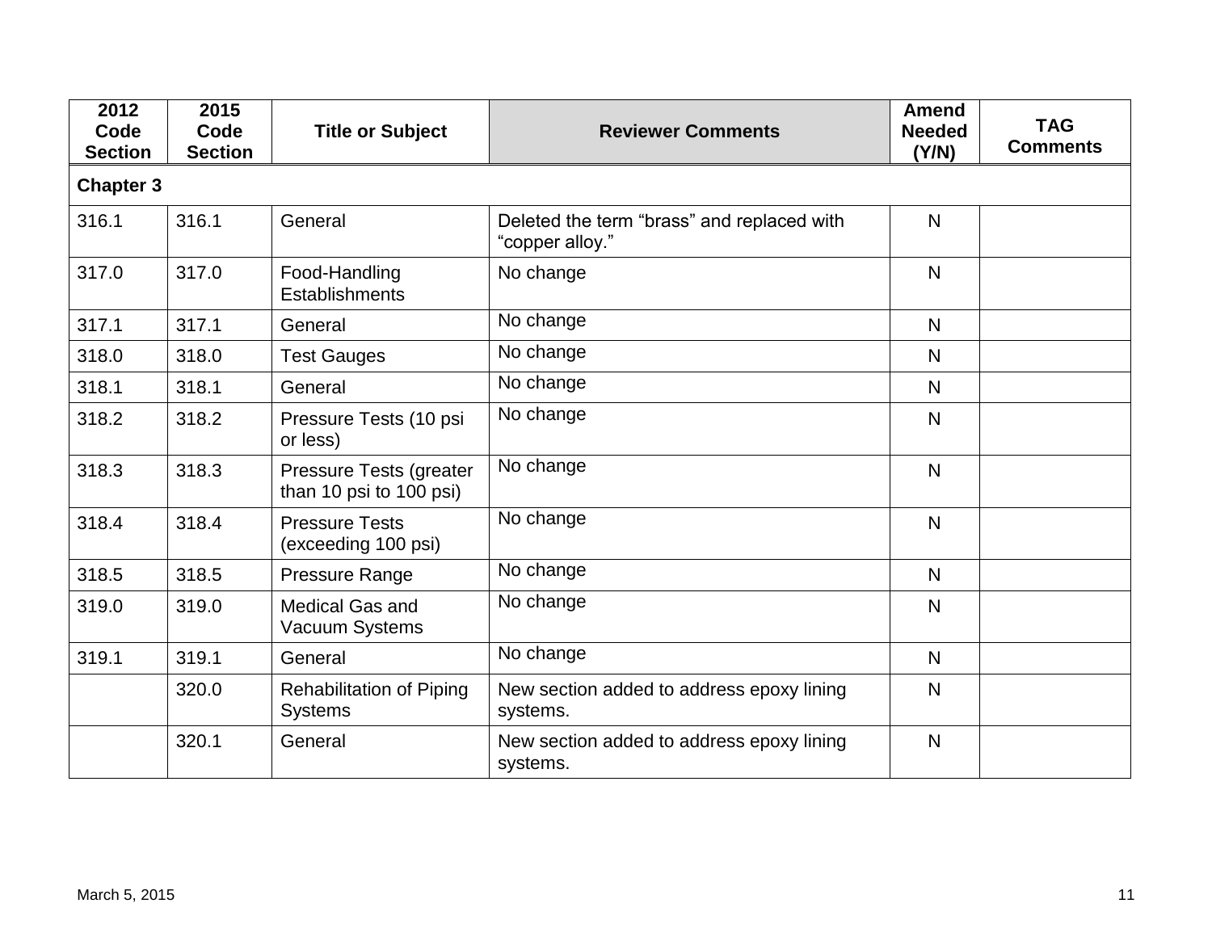| 2012 Code Section | 2015 Code Section | Title or Subject | Reviewer Comments | Amend Needed (Y/N) | TAG Comments |
|---|---|---|---|---|---|
| **Chapter 3** | | | | | |
| 316.1 | 316.1 | General | Deleted the term “brass” and replaced with “copper alloy.” | N | |
| 317.0 | 317.0 | Food-Handling Establishments | No change | N | |
| 317.1 | 317.1 | General | No change | N | |
| 318.0 | 318.0 | Test Gauges | No change | N | |
| 318.1 | 318.1 | General | No change | N | |
| 318.2 | 318.2 | Pressure Tests (10 psi or less) | No change | N | |
| 318.3 | 318.3 | Pressure Tests (greater than 10 psi to 100 psi) | No change | N | |
| 318.4 | 318.4 | Pressure Tests (exceeding 100 psi) | No change | N | |
| 318.5 | 318.5 | Pressure Range | No change | N | |
| 319.0 | 319.0 | Medical Gas and Vacuum Systems | No change | N | |
| 319.1 | 319.1 | General | No change | N | |
| | 320.0 | Rehabilitation of Piping Systems | New section added to address epoxy lining systems. | N | |
| | 320.1 | General | New section added to address epoxy lining systems. | N | |

March 5, 2015